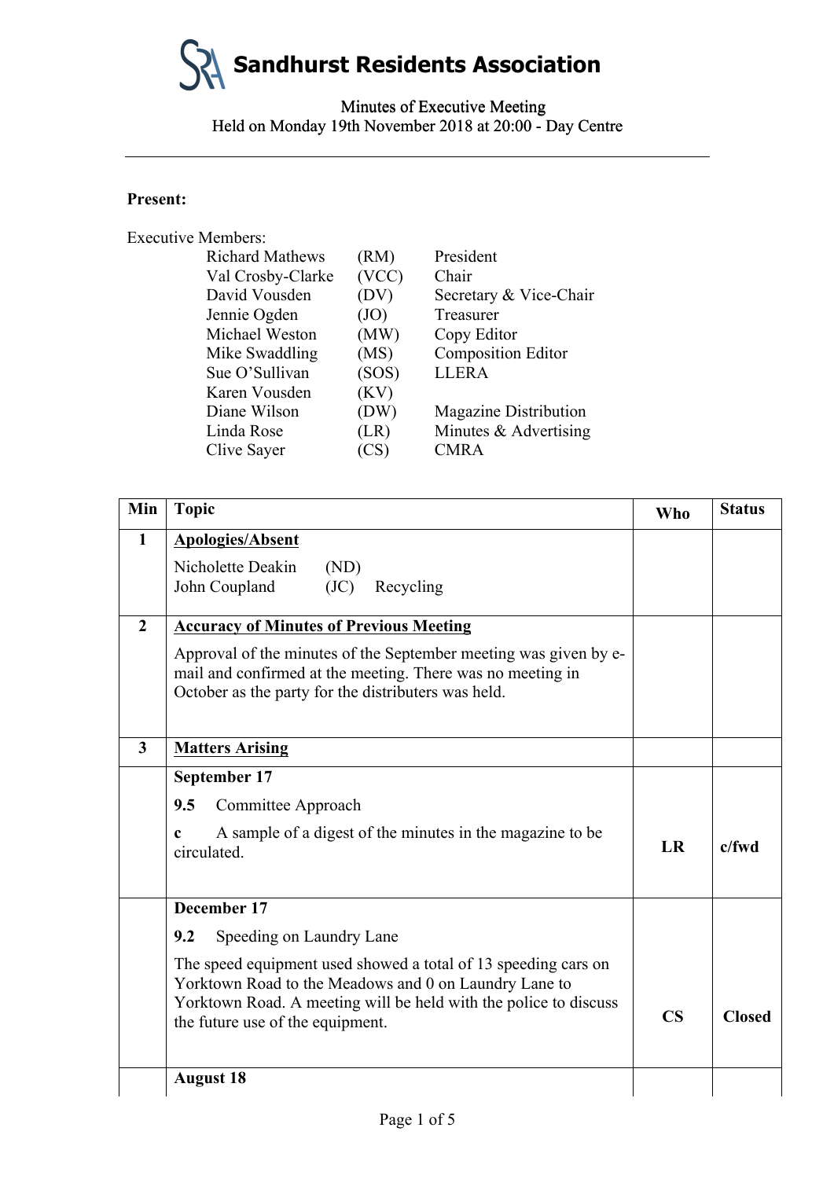# Sandhurst Residents Association

Minutes of Executive Meeting
Held on Monday 19th November 2018 at 20:00 - Day Centre

---

**Present:**

Executive Members:

| | | |
|---|---|---|
| Richard Mathews | (RM) | President |
| Val Crosby-Clarke | (VCC) | Chair |
| David Vousden | (DV) | Secretary & Vice-Chair |
| Jennie Ogden | (JO) | Treasurer |
| Michael Weston | (MW) | Copy Editor |
| Mike Swaddling | (MS) | Composition Editor |
| Sue O'Sullivan | (SOS) | LLERA |
| Karen Vousden | (KV) | |
| Diane Wilson | (DW) | Magazine Distribution |
| Linda Rose | (LR) | Minutes & Advertising |
| Clive Sayer | (CS) | CMRA |

| Min | Topic | Who | Status |
|---|---|---|---|
| 1 | **Apologies/Absent**<br>Nicholette Deakin (ND)<br>John Coupland (JC) Recycling | | |
| 2 | **Accuracy of Minutes of Previous Meeting**<br>Approval of the minutes of the September meeting was given by e-mail and confirmed at the meeting. There was no meeting in October as the party for the distributers was held. | | |
| 3 | **Matters Arising** | | |
| | **September 17**<br>**9.5** Committee Approach<br>**c** A sample of a digest of the minutes in the magazine to be circulated. | **LR** | **c/fwd** |
| | **December 17**<br>**9.2** Speeding on Laundry Lane<br>The speed equipment used showed a total of 13 speeding cars on Yorktown Road to the Meadows and 0 on Laundry Lane to Yorktown Road. A meeting will be held with the police to discuss the future use of the equipment. | **CS** | **Closed** |
| | **August 18** | | |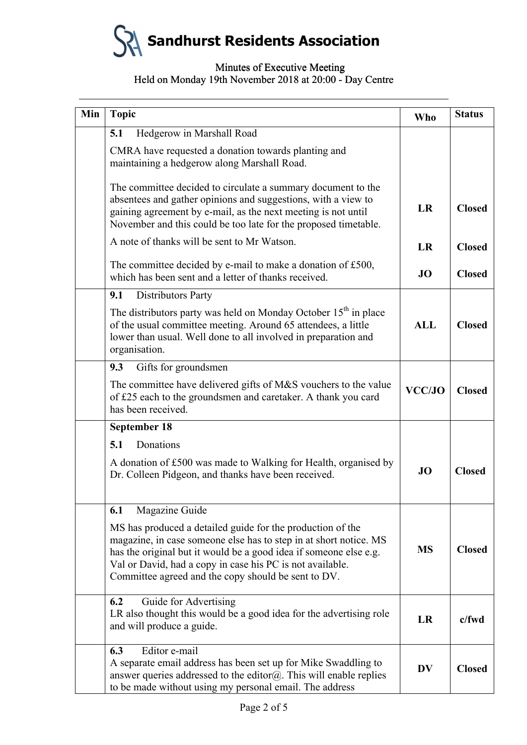# Sandhurst Residents Association

Minutes of Executive Meeting
Held on Monday 19th November 2018 at 20:00 - Day Centre

| Min | Topic | Who | Status |
|---|---|---|---|
| | **5.1** Hedgerow in Marshall Road<br><br>CMRA have requested a donation towards planting and maintaining a hedgerow along Marshall Road.<br><br>The committee decided to circulate a summary document to the absentees and gather opinions and suggestions, with a view to gaining agreement by e-mail, as the next meeting is not until November and this could be too late for the proposed timetable. | **LR** | **Closed** |
| | A note of thanks will be sent to Mr Watson. | **LR** | **Closed** |
| | The committee decided by e-mail to make a donation of £500, which has been sent and a letter of thanks received. | **JO** | **Closed** |
| | **9.1** Distributors Party<br><br>The distributors party was held on Monday October 15th in place of the usual committee meeting. Around 65 attendees, a little lower than usual. Well done to all involved in preparation and organisation. | **ALL** | **Closed** |
| | **9.3** Gifts for groundsmen<br><br>The committee have delivered gifts of M&S vouchers to the value of £25 each to the groundsmen and caretaker. A thank you card has been received. | **VCC/JO** | **Closed** |
| | **September 18**<br><br>**5.1** Donations<br><br>A donation of £500 was made to Walking for Health, organised by Dr. Colleen Pidgeon, and thanks have been received. | **JO** | **Closed** |
| | **6.1** Magazine Guide<br><br>MS has produced a detailed guide for the production of the magazine, in case someone else has to step in at short notice. MS has the original but it would be a good idea if someone else e.g. Val or David, had a copy in case his PC is not available. Committee agreed and the copy should be sent to DV. | **MS** | **Closed** |
| | **6.2** Guide for Advertising<br>LR also thought this would be a good idea for the advertising role and will produce a guide. | **LR** | **c/fwd** |
| | **6.3** Editor e-mail<br>A separate email address has been set up for Mike Swaddling to answer queries addressed to the editor@. This will enable replies to be made without using my personal email. The address | **DV** | **Closed** |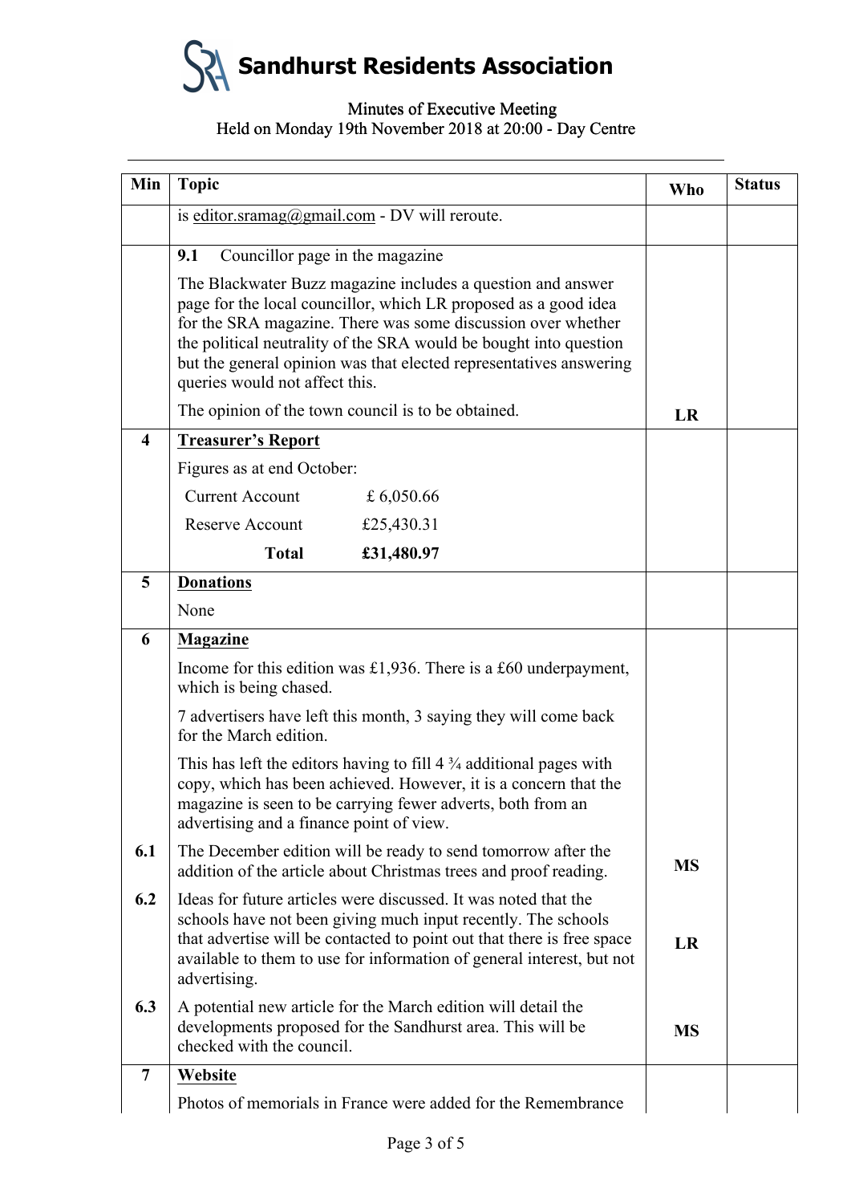# Sandhurst Residents Association

Minutes of Executive Meeting
Held on Monday 19th November 2018 at 20:00 - Day Centre

| Min | Topic | Who | Status |
|---|---|---|---|
| | is editor.sramag@gmail.com - DV will reroute. | | |
| | **9.1** Councillor page in the magazine<br><br>The Blackwater Buzz magazine includes a question and answer page for the local councillor, which LR proposed as a good idea for the SRA magazine. There was some discussion over whether the political neutrality of the SRA would be bought into question but the general opinion was that elected representatives answering queries would not affect this.<br><br>The opinion of the town council is to be obtained. | **LR** | |
| **4** | **Treasurer's Report**<br><br>Figures as at end October:<br><br>Current Account £ 6,050.66<br><br>Reserve Account £25,430.31<br><br>**Total £31,480.97** | | |
| **5** | **Donations**<br><br>None | | |
| **6** | **Magazine**<br><br>Income for this edition was £1,936. There is a £60 underpayment, which is being chased.<br><br>7 advertisers have left this month, 3 saying they will come back for the March edition.<br><br>This has left the editors having to fill 4 ¾ additional pages with copy, which has been achieved. However, it is a concern that the magazine is seen to be carrying fewer adverts, both from an advertising and a finance point of view. | | |
| **6.1** | The December edition will be ready to send tomorrow after the addition of the article about Christmas trees and proof reading. | **MS** | |
| **6.2** | Ideas for future articles were discussed. It was noted that the schools have not been giving much input recently. The schools that advertise will be contacted to point out that there is free space available to them to use for information of general interest, but not advertising. | **LR** | |
| **6.3** | A potential new article for the March edition will detail the developments proposed for the Sandhurst area. This will be checked with the council. | **MS** | |
| **7** | **Website**<br><br>Photos of memorials in France were added for the Remembrance | | |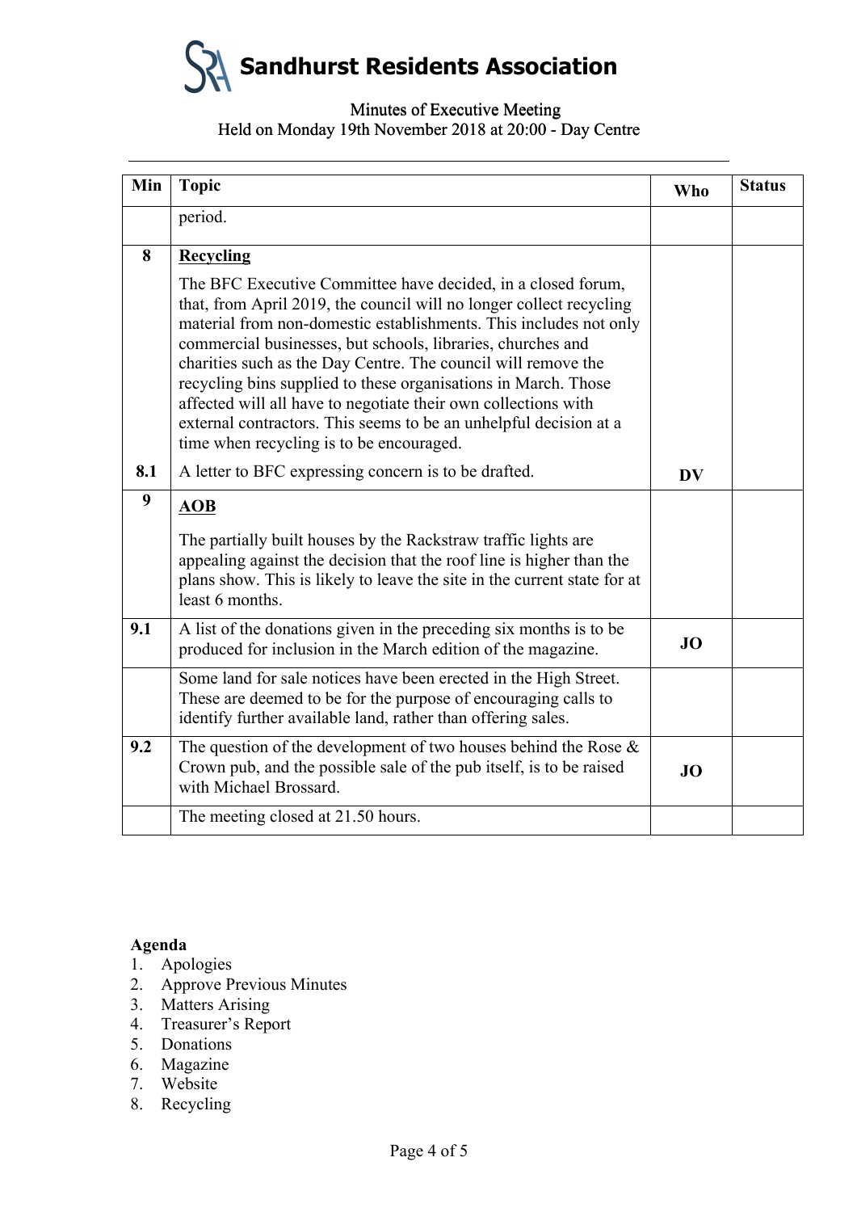# Sandhurst Residents Association

Minutes of Executive Meeting
Held on Monday 19th November 2018 at 20:00 - Day Centre

| Min | Topic | Who | Status |
|---|---|---|---|
| | period. | | |
| 8 | **Recycling**<br><br>The BFC Executive Committee have decided, in a closed forum, that, from April 2019, the council will no longer collect recycling material from non-domestic establishments. This includes not only commercial businesses, but schools, libraries, churches and charities such as the Day Centre. The council will remove the recycling bins supplied to these organisations in March. Those affected will all have to negotiate their own collections with external contractors. This seems to be an unhelpful decision at a time when recycling is to be encouraged. | | |
| 8.1 | A letter to BFC expressing concern is to be drafted. | **DV** | |
| 9 | **AOB**<br><br>The partially built houses by the Rackstraw traffic lights are appealing against the decision that the roof line is higher than the plans show. This is likely to leave the site in the current state for at least 6 months. | | |
| 9.1 | A list of the donations given in the preceding six months is to be produced for inclusion in the March edition of the magazine. | **JO** | |
| | Some land for sale notices have been erected in the High Street. These are deemed to be for the purpose of encouraging calls to identify further available land, rather than offering sales. | | |
| 9.2 | The question of the development of two houses behind the Rose & Crown pub, and the possible sale of the pub itself, is to be raised with Michael Brossard. | **JO** | |
| | The meeting closed at 21.50 hours. | | |

**Agenda**

1. Apologies
2. Approve Previous Minutes
3. Matters Arising
4. Treasurer's Report
5. Donations
6. Magazine
7. Website
8. Recycling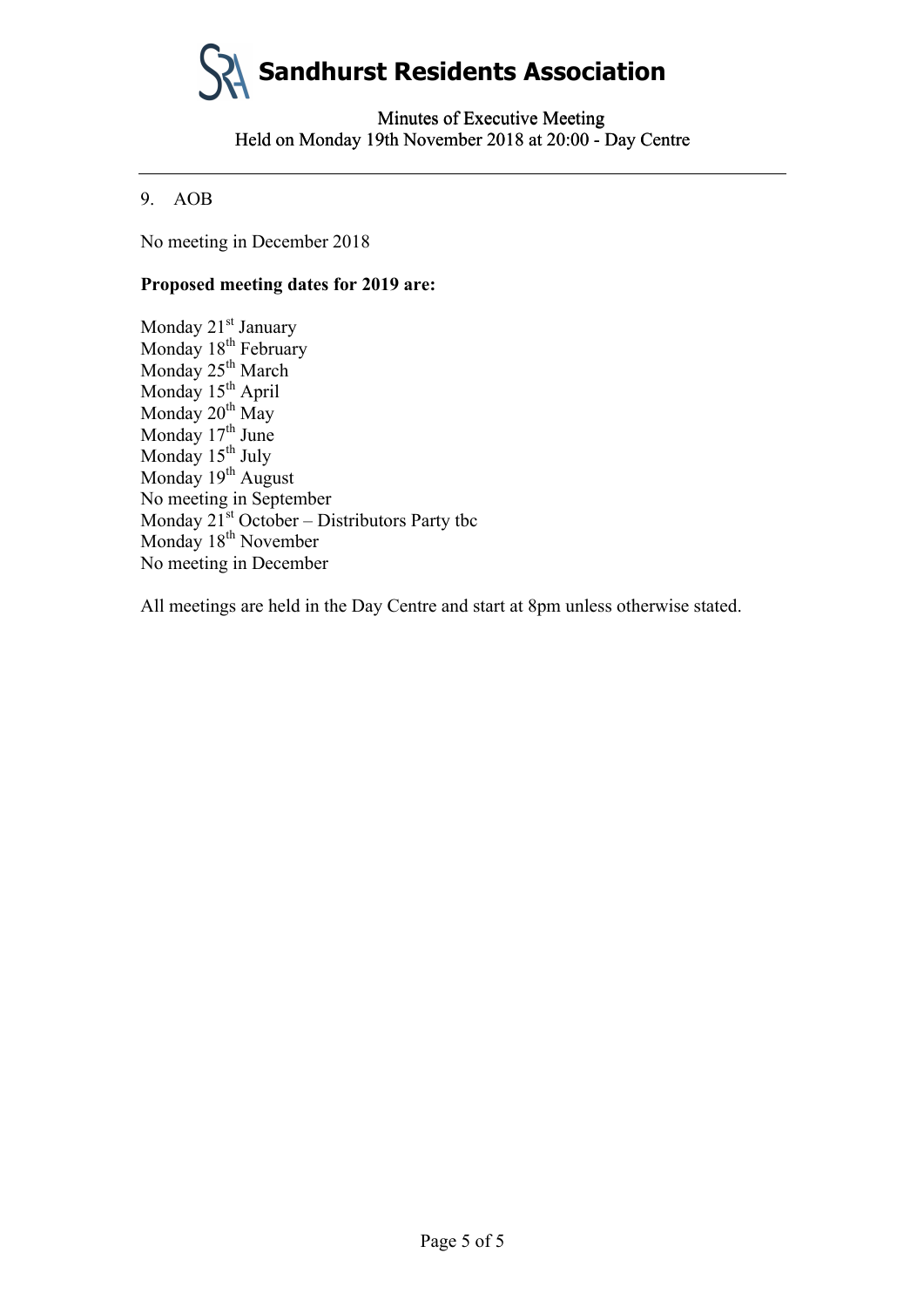# Sandhurst Residents Association

Minutes of Executive Meeting
Held on Monday 19th November 2018 at 20:00 - Day Centre

---

9. AOB

No meeting in December 2018

**Proposed meeting dates for 2019 are:**

Monday 21st January
Monday 18th February
Monday 25th March
Monday 15th April
Monday 20th May
Monday 17th June
Monday 15th July
Monday 19th August
No meeting in September
Monday 21st October – Distributors Party tbc
Monday 18th November
No meeting in December

All meetings are held in the Day Centre and start at 8pm unless otherwise stated.